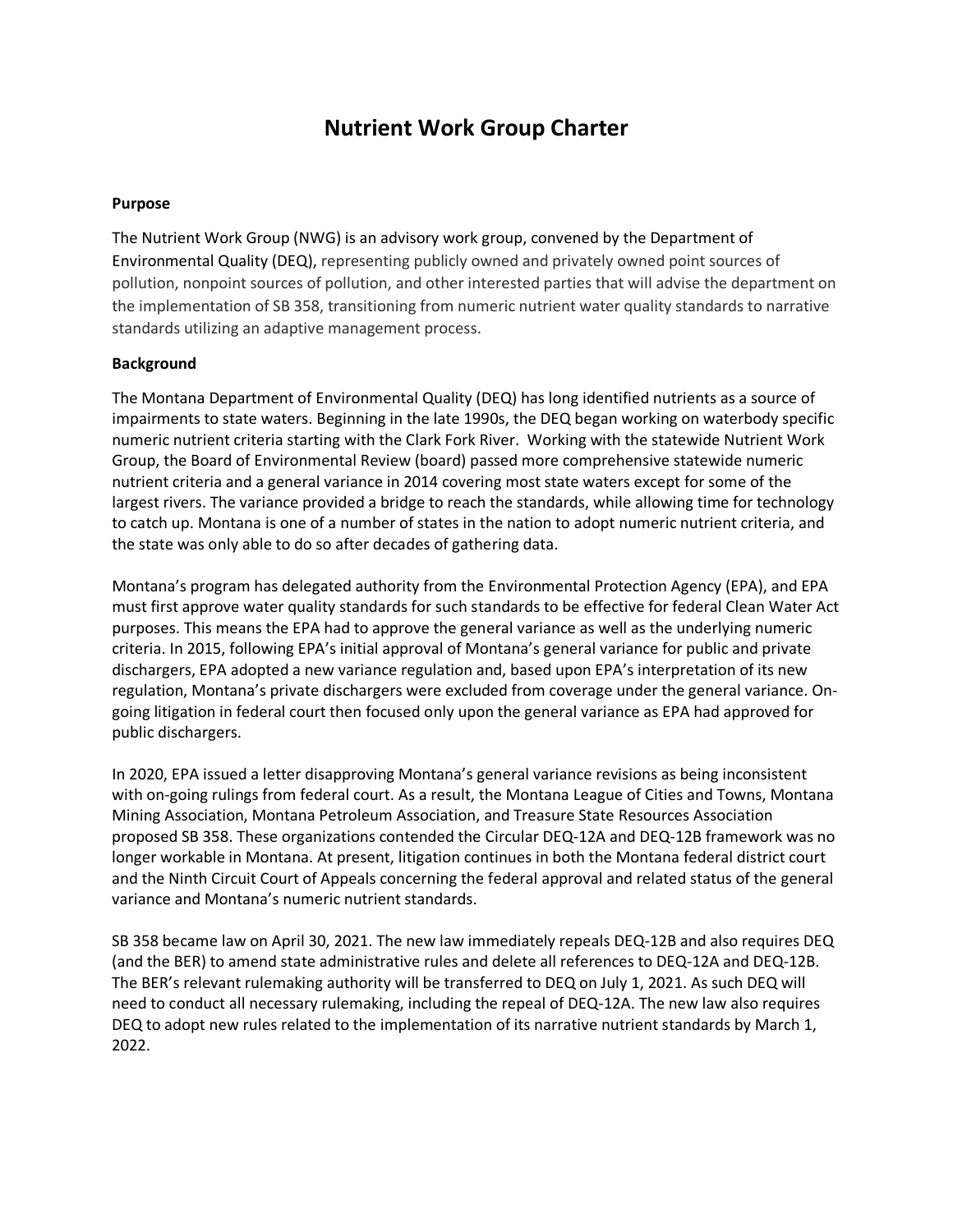# Nutrient Work Group Charter

**Purpose**

The Nutrient Work Group (NWG) is an advisory work group, convened by the Department of Environmental Quality (DEQ), representing publicly owned and privately owned point sources of pollution, nonpoint sources of pollution, and other interested parties that will advise the department on the implementation of SB 358, transitioning from numeric nutrient water quality standards to narrative standards utilizing an adaptive management process.

**Background**

The Montana Department of Environmental Quality (DEQ) has long identified nutrients as a source of impairments to state waters. Beginning in the late 1990s, the DEQ began working on waterbody specific numeric nutrient criteria starting with the Clark Fork River. Working with the statewide Nutrient Work Group, the Board of Environmental Review (board) passed more comprehensive statewide numeric nutrient criteria and a general variance in 2014 covering most state waters except for some of the largest rivers. The variance provided a bridge to reach the standards, while allowing time for technology to catch up. Montana is one of a number of states in the nation to adopt numeric nutrient criteria, and the state was only able to do so after decades of gathering data.

Montana's program has delegated authority from the Environmental Protection Agency (EPA), and EPA must first approve water quality standards for such standards to be effective for federal Clean Water Act purposes. This means the EPA had to approve the general variance as well as the underlying numeric criteria. In 2015, following EPA's initial approval of Montana's general variance for public and private dischargers, EPA adopted a new variance regulation and, based upon EPA's interpretation of its new regulation, Montana's private dischargers were excluded from coverage under the general variance. On-going litigation in federal court then focused only upon the general variance as EPA had approved for public dischargers.

In 2020, EPA issued a letter disapproving Montana's general variance revisions as being inconsistent with on-going rulings from federal court. As a result, the Montana League of Cities and Towns, Montana Mining Association, Montana Petroleum Association, and Treasure State Resources Association proposed SB 358. These organizations contended the Circular DEQ-12A and DEQ-12B framework was no longer workable in Montana. At present, litigation continues in both the Montana federal district court and the Ninth Circuit Court of Appeals concerning the federal approval and related status of the general variance and Montana's numeric nutrient standards.

SB 358 became law on April 30, 2021. The new law immediately repeals DEQ-12B and also requires DEQ (and the BER) to amend state administrative rules and delete all references to DEQ-12A and DEQ-12B. The BER's relevant rulemaking authority will be transferred to DEQ on July 1, 2021. As such DEQ will need to conduct all necessary rulemaking, including the repeal of DEQ-12A. The new law also requires DEQ to adopt new rules related to the implementation of its narrative nutrient standards by March 1, 2022.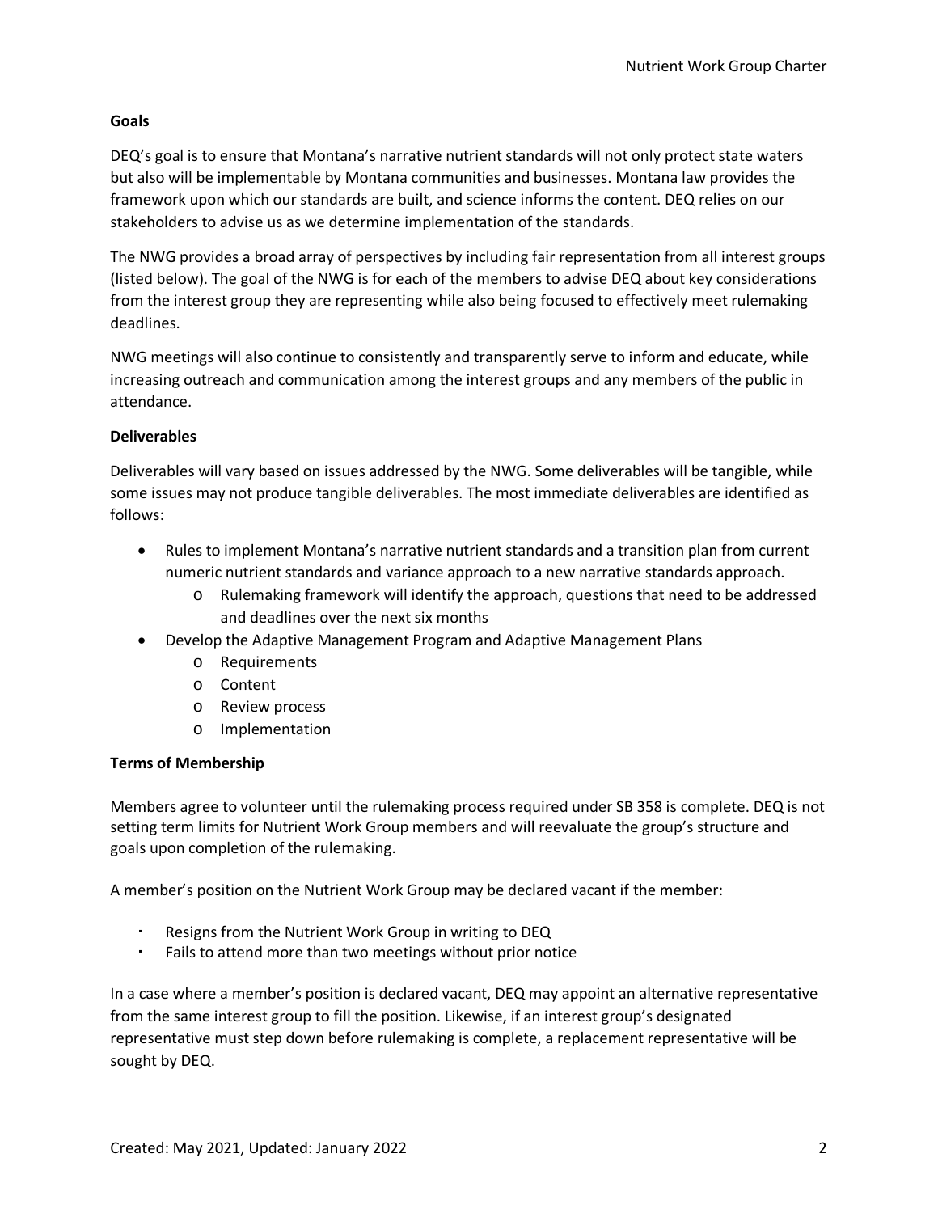**Goals**

DEQ's goal is to ensure that Montana's narrative nutrient standards will not only protect state waters but also will be implementable by Montana communities and businesses. Montana law provides the framework upon which our standards are built, and science informs the content. DEQ relies on our stakeholders to advise us as we determine implementation of the standards.

The NWG provides a broad array of perspectives by including fair representation from all interest groups (listed below). The goal of the NWG is for each of the members to advise DEQ about key considerations from the interest group they are representing while also being focused to effectively meet rulemaking deadlines.

NWG meetings will also continue to consistently and transparently serve to inform and educate, while increasing outreach and communication among the interest groups and any members of the public in attendance.

**Deliverables**

Deliverables will vary based on issues addressed by the NWG. Some deliverables will be tangible, while some issues may not produce tangible deliverables. The most immediate deliverables are identified as follows:

- Rules to implement Montana's narrative nutrient standards and a transition plan from current numeric nutrient standards and variance approach to a new narrative standards approach.
  - Rulemaking framework will identify the approach, questions that need to be addressed and deadlines over the next six months
- Develop the Adaptive Management Program and Adaptive Management Plans
  - Requirements
  - Content
  - Review process
  - Implementation

**Terms of Membership**

Members agree to volunteer until the rulemaking process required under SB 358 is complete. DEQ is not setting term limits for Nutrient Work Group members and will reevaluate the group's structure and goals upon completion of the rulemaking.

A member's position on the Nutrient Work Group may be declared vacant if the member:

- Resigns from the Nutrient Work Group in writing to DEQ
- Fails to attend more than two meetings without prior notice

In a case where a member's position is declared vacant, DEQ may appoint an alternative representative from the same interest group to fill the position. Likewise, if an interest group's designated representative must step down before rulemaking is complete, a replacement representative will be sought by DEQ.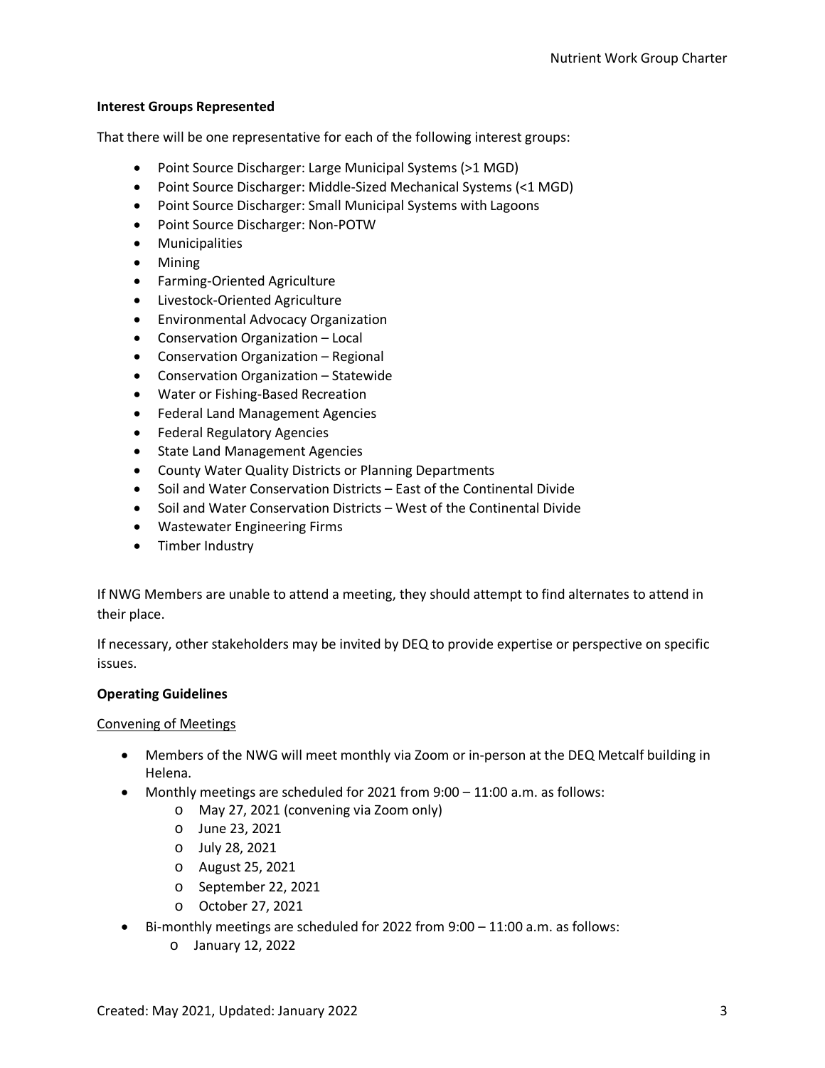**Interest Groups Represented**

That there will be one representative for each of the following interest groups:

- Point Source Discharger: Large Municipal Systems (>1 MGD)
- Point Source Discharger: Middle-Sized Mechanical Systems (<1 MGD)
- Point Source Discharger: Small Municipal Systems with Lagoons
- Point Source Discharger: Non-POTW
- Municipalities
- Mining
- Farming-Oriented Agriculture
- Livestock-Oriented Agriculture
- Environmental Advocacy Organization
- Conservation Organization – Local
- Conservation Organization – Regional
- Conservation Organization – Statewide
- Water or Fishing-Based Recreation
- Federal Land Management Agencies
- Federal Regulatory Agencies
- State Land Management Agencies
- County Water Quality Districts or Planning Departments
- Soil and Water Conservation Districts – East of the Continental Divide
- Soil and Water Conservation Districts – West of the Continental Divide
- Wastewater Engineering Firms
- Timber Industry

If NWG Members are unable to attend a meeting, they should attempt to find alternates to attend in their place.

If necessary, other stakeholders may be invited by DEQ to provide expertise or perspective on specific issues.

**Operating Guidelines**

Convening of Meetings

- Members of the NWG will meet monthly via Zoom or in-person at the DEQ Metcalf building in Helena.
- Monthly meetings are scheduled for 2021 from 9:00 – 11:00 a.m. as follows:
  - May 27, 2021 (convening via Zoom only)
  - June 23, 2021
  - July 28, 2021
  - August 25, 2021
  - September 22, 2021
  - October 27, 2021
- Bi-monthly meetings are scheduled for 2022 from 9:00 – 11:00 a.m. as follows:
  - January 12, 2022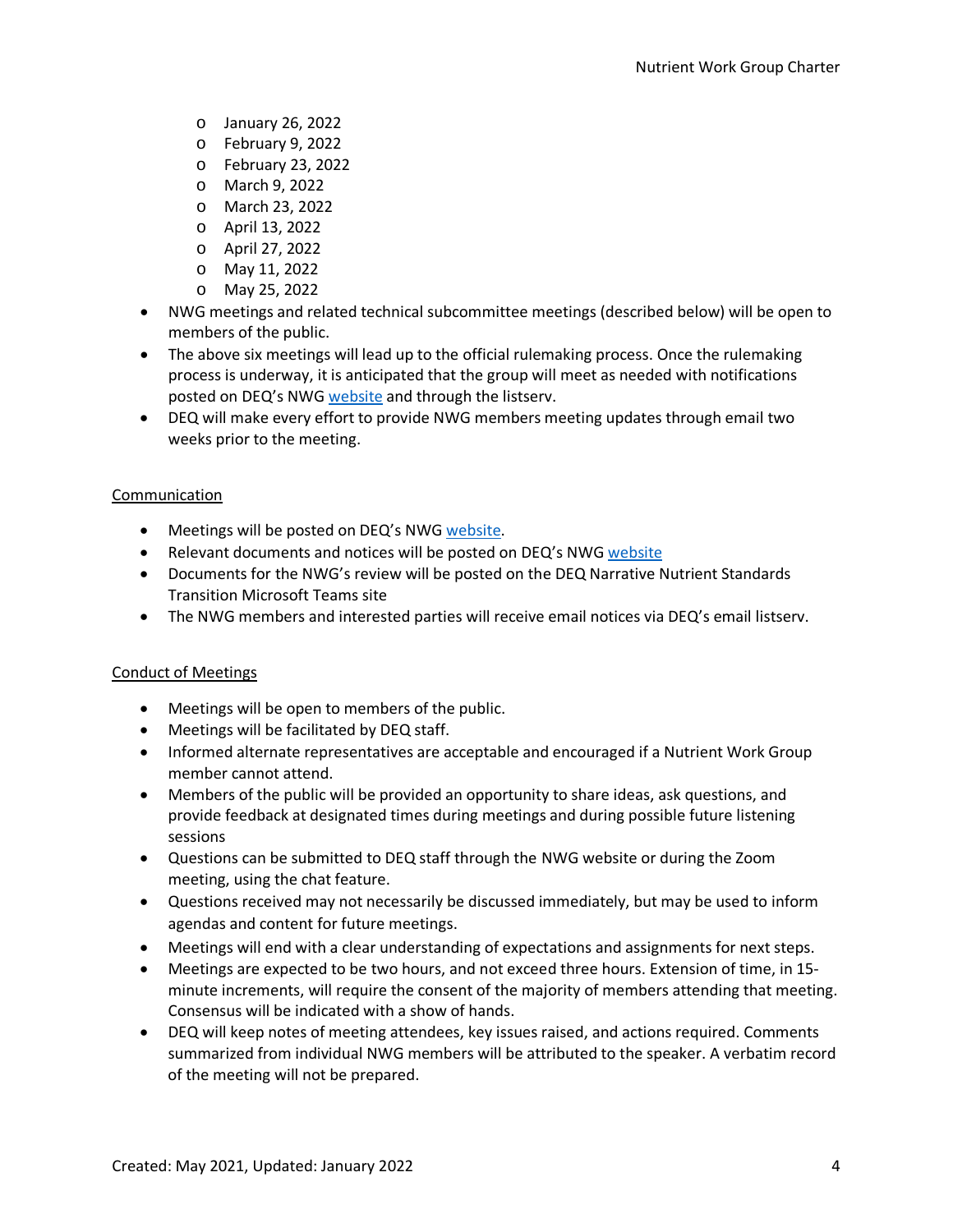- January 26, 2022
  - February 9, 2022
  - February 23, 2022
  - March 9, 2022
  - March 23, 2022
  - April 13, 2022
  - April 27, 2022
  - May 11, 2022
  - May 25, 2022
- NWG meetings and related technical subcommittee meetings (described below) will be open to members of the public.
- The above six meetings will lead up to the official rulemaking process. Once the rulemaking process is underway, it is anticipated that the group will meet as needed with notifications posted on DEQ's NWG [website](website) and through the listserv.
- DEQ will make every effort to provide NWG members meeting updates through email two weeks prior to the meeting.

## Communication

- Meetings will be posted on DEQ's NWG [website](website).
- Relevant documents and notices will be posted on DEQ's NWG [website](website)
- Documents for the NWG's review will be posted on the DEQ Narrative Nutrient Standards Transition Microsoft Teams site
- The NWG members and interested parties will receive email notices via DEQ's email listserv.

## Conduct of Meetings

- Meetings will be open to members of the public.
- Meetings will be facilitated by DEQ staff.
- Informed alternate representatives are acceptable and encouraged if a Nutrient Work Group member cannot attend.
- Members of the public will be provided an opportunity to share ideas, ask questions, and provide feedback at designated times during meetings and during possible future listening sessions
- Questions can be submitted to DEQ staff through the NWG website or during the Zoom meeting, using the chat feature.
- Questions received may not necessarily be discussed immediately, but may be used to inform agendas and content for future meetings.
- Meetings will end with a clear understanding of expectations and assignments for next steps.
- Meetings are expected to be two hours, and not exceed three hours. Extension of time, in 15-minute increments, will require the consent of the majority of members attending that meeting. Consensus will be indicated with a show of hands.
- DEQ will keep notes of meeting attendees, key issues raised, and actions required. Comments summarized from individual NWG members will be attributed to the speaker. A verbatim record of the meeting will not be prepared.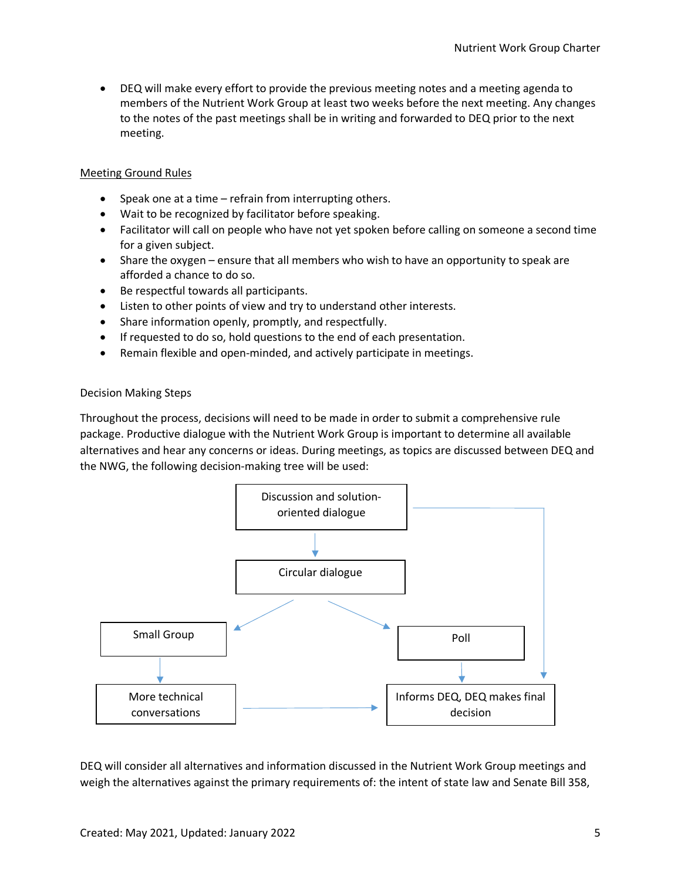- DEQ will make every effort to provide the previous meeting notes and a meeting agenda to members of the Nutrient Work Group at least two weeks before the next meeting. Any changes to the notes of the past meetings shall be in writing and forwarded to DEQ prior to the next meeting.

Meeting Ground Rules

- Speak one at a time – refrain from interrupting others.
- Wait to be recognized by facilitator before speaking.
- Facilitator will call on people who have not yet spoken before calling on someone a second time for a given subject.
- Share the oxygen – ensure that all members who wish to have an opportunity to speak are afforded a chance to do so.
- Be respectful towards all participants.
- Listen to other points of view and try to understand other interests.
- Share information openly, promptly, and respectfully.
- If requested to do so, hold questions to the end of each presentation.
- Remain flexible and open-minded, and actively participate in meetings.

Decision Making Steps

Throughout the process, decisions will need to be made in order to submit a comprehensive rule package. Productive dialogue with the Nutrient Work Group is important to determine all available alternatives and hear any concerns or ideas. During meetings, as topics are discussed between DEQ and the NWG, the following decision-making tree will be used:

Discussion and solution-oriented dialogue

Circular dialogue

Small Group

Poll

More technical conversations

Informs DEQ, DEQ makes final decision

DEQ will consider all alternatives and information discussed in the Nutrient Work Group meetings and weigh the alternatives against the primary requirements of: the intent of state law and Senate Bill 358,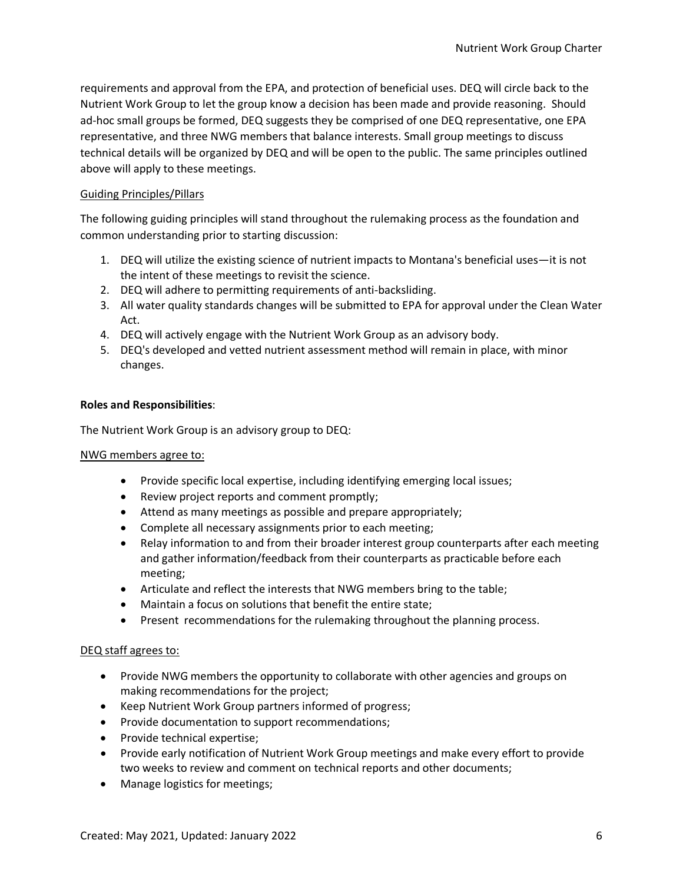requirements and approval from the EPA, and protection of beneficial uses. DEQ will circle back to the Nutrient Work Group to let the group know a decision has been made and provide reasoning. Should ad-hoc small groups be formed, DEQ suggests they be comprised of one DEQ representative, one EPA representative, and three NWG members that balance interests. Small group meetings to discuss technical details will be organized by DEQ and will be open to the public. The same principles outlined above will apply to these meetings.

<u>Guiding Principles/Pillars</u>

The following guiding principles will stand throughout the rulemaking process as the foundation and common understanding prior to starting discussion:

1. DEQ will utilize the existing science of nutrient impacts to Montana's beneficial uses—it is not the intent of these meetings to revisit the science.
2. DEQ will adhere to permitting requirements of anti-backsliding.
3. All water quality standards changes will be submitted to EPA for approval under the Clean Water Act.
4. DEQ will actively engage with the Nutrient Work Group as an advisory body.
5. DEQ's developed and vetted nutrient assessment method will remain in place, with minor changes.

**Roles and Responsibilities**:

The Nutrient Work Group is an advisory group to DEQ:

<u>NWG members agree to:</u>

- Provide specific local expertise, including identifying emerging local issues;
- Review project reports and comment promptly;
- Attend as many meetings as possible and prepare appropriately;
- Complete all necessary assignments prior to each meeting;
- Relay information to and from their broader interest group counterparts after each meeting and gather information/feedback from their counterparts as practicable before each meeting;
- Articulate and reflect the interests that NWG members bring to the table;
- Maintain a focus on solutions that benefit the entire state;
- Present recommendations for the rulemaking throughout the planning process.

<u>DEQ staff agrees to:</u>

- Provide NWG members the opportunity to collaborate with other agencies and groups on making recommendations for the project;
- Keep Nutrient Work Group partners informed of progress;
- Provide documentation to support recommendations;
- Provide technical expertise;
- Provide early notification of Nutrient Work Group meetings and make every effort to provide two weeks to review and comment on technical reports and other documents;
- Manage logistics for meetings;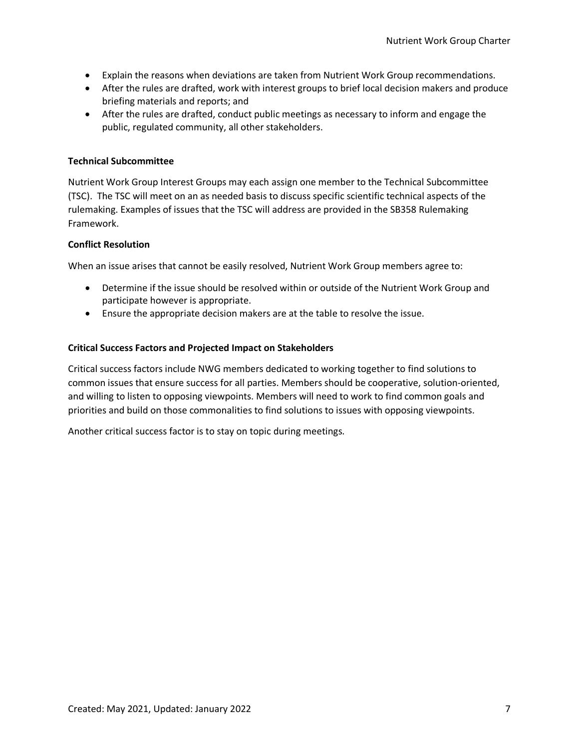- Explain the reasons when deviations are taken from Nutrient Work Group recommendations.
- After the rules are drafted, work with interest groups to brief local decision makers and produce briefing materials and reports; and
- After the rules are drafted, conduct public meetings as necessary to inform and engage the public, regulated community, all other stakeholders.

**Technical Subcommittee**

Nutrient Work Group Interest Groups may each assign one member to the Technical Subcommittee (TSC). The TSC will meet on an as needed basis to discuss specific scientific technical aspects of the rulemaking. Examples of issues that the TSC will address are provided in the SB358 Rulemaking Framework.

**Conflict Resolution**

When an issue arises that cannot be easily resolved, Nutrient Work Group members agree to:

- Determine if the issue should be resolved within or outside of the Nutrient Work Group and participate however is appropriate.
- Ensure the appropriate decision makers are at the table to resolve the issue.

**Critical Success Factors and Projected Impact on Stakeholders**

Critical success factors include NWG members dedicated to working together to find solutions to common issues that ensure success for all parties. Members should be cooperative, solution-oriented, and willing to listen to opposing viewpoints. Members will need to work to find common goals and priorities and build on those commonalities to find solutions to issues with opposing viewpoints.

Another critical success factor is to stay on topic during meetings.